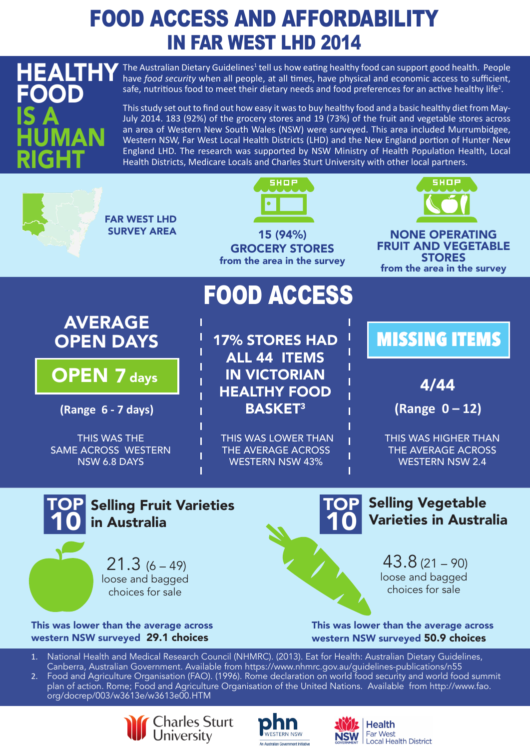# FOOD ACCESS AND AFFORDABILITY IN FAR WEST LHD 2014

## HEALTHY FOOD IS A HUMAN RIGHT

The Australian Dietary Guidelines[1] tell us how eating healthy food can support good health. People have *food security* when all people, at all times, have physical and economic access to sufficient, safe, nutritious food to meet their dietary needs and food preferences for an active healthy life[2].

This study set out to find out how easy it was to buy healthy food and a basic healthy diet from May-July 2014. 183 (92%) of the grocery stores and 19 (73%) of the fruit and vegetable stores across an area of Western New South Wales (NSW) were surveyed. This area included Murrumbidgee, Western NSW, Far West Local Health Districts (LHD) and the New England portion of Hunter New England LHD. The research was supported by NSW Ministry of Health Population Health, Local Health Districts, Medicare Locals and Charles Sturt University with other local partners.

**FAR WEST LHD SURVEY AREA**

**15 (94%) GROCERY STORES** from the area in the survey

**NONE OPERATING FRUIT AND VEGETABLE STORES** from the area in the survey

## FOOD ACCESS

### AVERAGE OPEN DAYS

**OPEN 7 days**

(Range 6 - 7 days)

THIS WAS THE SAME ACROSS WESTERN NSW 6.8 DAYS

### 17% STORES HAD ALL 44 ITEMS IN VICTORIAN HEALTHY FOOD BASKET[3]

THIS WAS LOWER THAN THE AVERAGE ACROSS WESTERN NSW 43%

### MISSING ITEMS

**4/44**

(Range 0 – 12)

THIS WAS HIGHER THAN THE AVERAGE ACROSS WESTERN NSW 2.4

### TOP 10 Selling Fruit Varieties in Australia

21.3 (6 – 49) loose and bagged choices for sale

**This was lower than the average across western NSW surveyed 29.1 choices**

### TOP 10 Selling Vegetable Varieties in Australia

43.8 (21 – 90) loose and bagged choices for sale

**This was lower than the average across western NSW surveyed 50.9 choices**

1. National Health and Medical Research Council (NHMRC). (2013). Eat for Health: Australian Dietary Guidelines, Canberra, Australian Government. Available from https://www.nhmrc.gov.au/guidelines-publications/n55
2. Food and Agriculture Organisation (FAO). (1996). Rome declaration on world food security and world food summit plan of action. Rome; Food and Agriculture Organisation of the United Nations. Available from http://www.fao.org/docrep/003/w3613e/w3613e00.HTM

Charles Sturt University | phn WESTERN NSW An Australian Government Initiative | NSW GOVERNMENT Health Far West Local Health District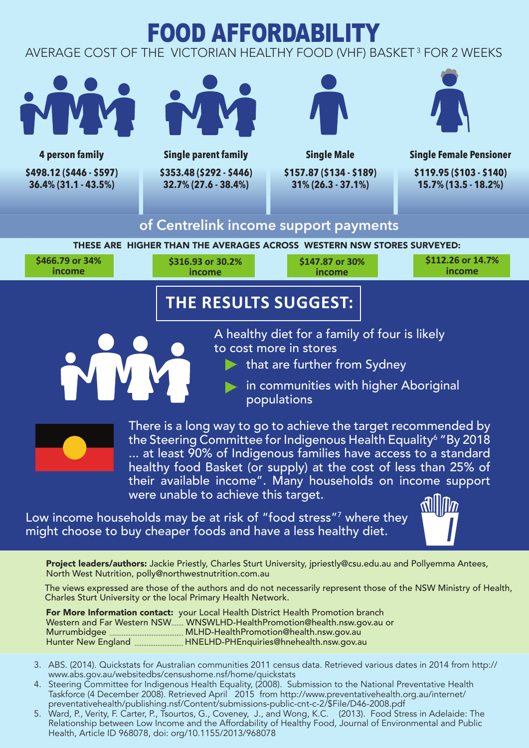# FOOD AFFORDABILITY

AVERAGE COST OF THE VICTORIAN HEALTHY FOOD (VHF) BASKET[3] FOR 2 WEEKS

| 4 person family | Single parent family | Single Male | Single Female Pensioner |
|---|---|---|---|
| $498.12 ($446 - $597) | $353.48 ($292 - $446) | $157.87 ($134 - $189) | $119.95 ($103 - $140) |
| 36.4% (31.1 - 43.5%) | 32.7% (27.6 - 38.4%) | 31% (26.3 - 37.1%) | 15.7% (13.5 - 18.2%) |

of Centrelink income support payments

THESE ARE HIGHER THAN THE AVERAGES ACROSS WESTERN NSW STORES SURVEYED:

| 4 person family | Single parent family | Single Male | Single Female Pensioner |
|---|---|---|---|
| $466.79 or 34% income | $316.93 or 30.2% income | $147.87 or 30% income | $112.26 or 14.7% income |

## THE RESULTS SUGGEST:

A healthy diet for a family of four is likely to cost more in stores

- that are further from Sydney
- in communities with higher Aboriginal populations

There is a long way to go to achieve the target recommended by the Steering Committee for Indigenous Health Equality[6] "By 2018 ... at least 90% of Indigenous families have access to a standard healthy food Basket (or supply) at the cost of less than 25% of their available income". Many households on income support were unable to achieve this target.

Low income households may be at risk of "food stress"[7] where they might choose to buy cheaper foods and have a less healthy diet.

**Project leaders/authors:** Jackie Priestly, Charles Sturt University, jpriestly@csu.edu.au and Pollyemma Antees, North West Nutrition, polly@northwestnutrition.com.au

The views expressed are those of the authors and do not necessarily represent those of the NSW Ministry of Health, Charles Sturt University or the local Primary Health Network.

**For More Information contact:** your Local Health District Health Promotion branch

Western and Far Western NSW....... WNSWLHD-HealthPromotion@health.nsw.gov.au or
Murrumbidgee .......... MLHD-HealthPromotion@health.nsw.gov.au
Hunter New England .......... HNELHD-PHEnquiries@hnehealth.nsw.gov.au

3. ABS. (2014). Quickstats for Australian communities 2011 census data. Retrieved various dates in 2014 from http://www.abs.gov.au/websitedbs/censushome.nsf/home/quickstats
4. Steering Committee for Indigenous Health Equality, (2008). Submission to the National Preventative Health Taskforce (4 December 2008). Retrieved April 2015 from http://www.preventativehealth.org.au/internet/preventativehealth/publishing.nsf/Content/submissions-public-cnt-c-2/$File/D46-2008.pdf
5. Ward, P., Verity, F. Carter, P., Tsourtos, G., Coveney, J., and Wong, K.C. (2013). Food Stress in Adelaide: The Relationship between Low Income and the Affordability of Healthy Food, Journal of Environmental and Public Health, Article ID 968078, doi: org/10.1155/2013/968078